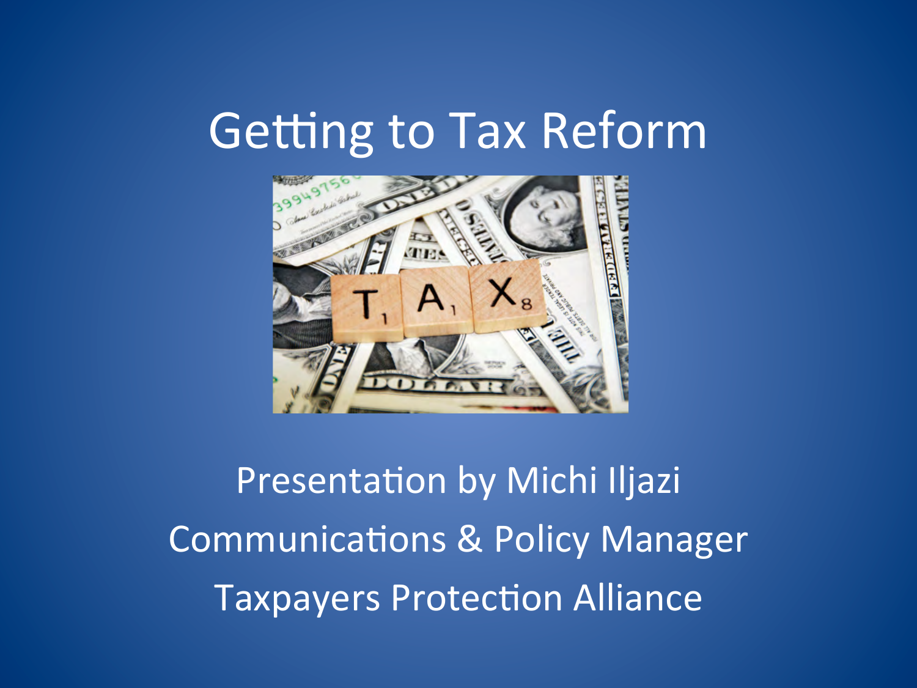# Getting to Tax Reform

Presentation by Michi Iljazi

Communications & Policy Manager

Taxpayers Protection Alliance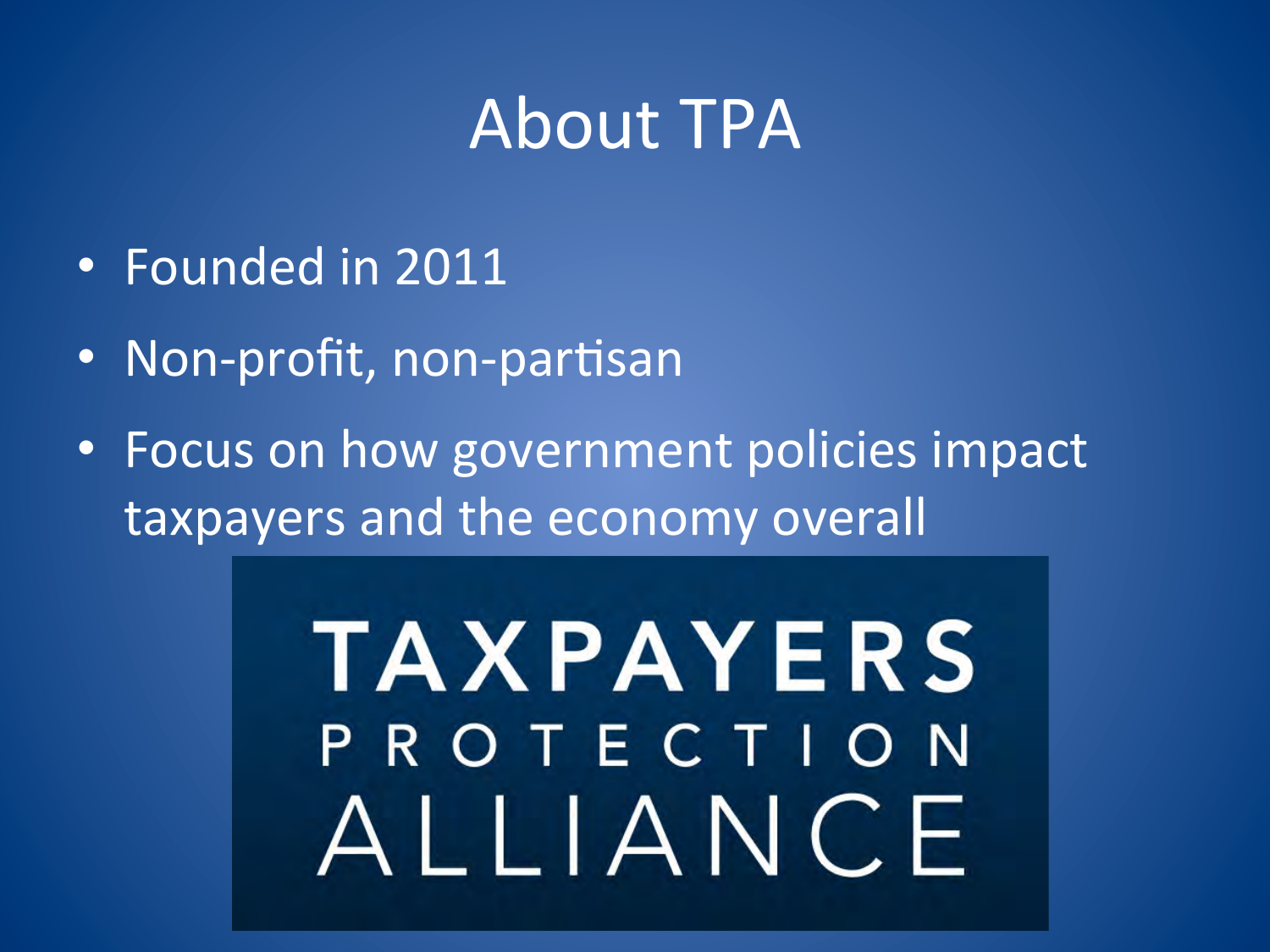# About TPA

- Founded in 2011
- Non-profit, non-partisan
- Focus on how government policies impact taxpayers and the economy overall

TAXPAYERS PROTECTION ALLIANCE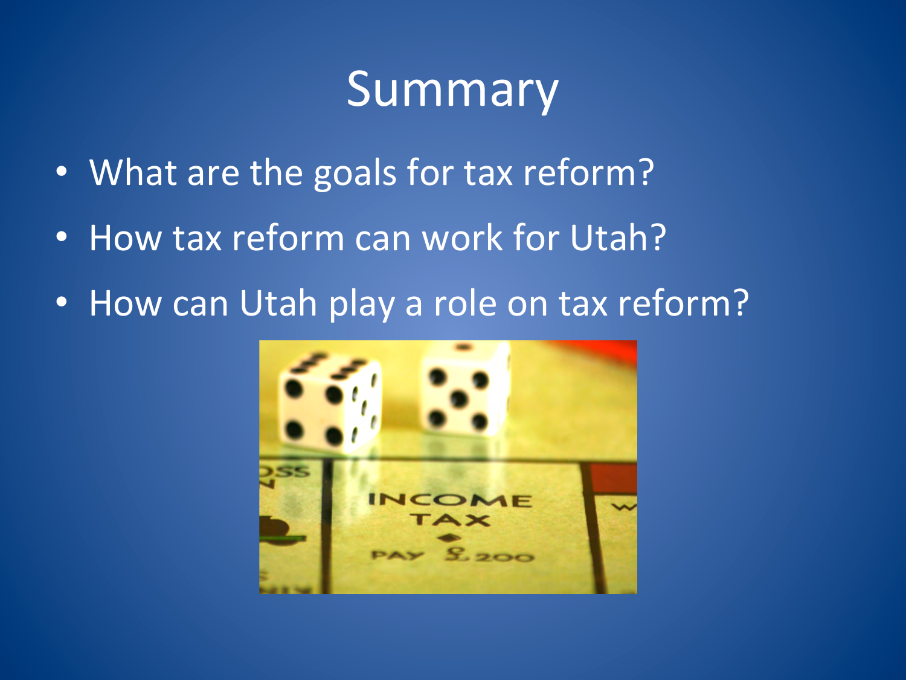# Summary

- What are the goals for tax reform?
- How tax reform can work for Utah?
- How can Utah play a role on tax reform?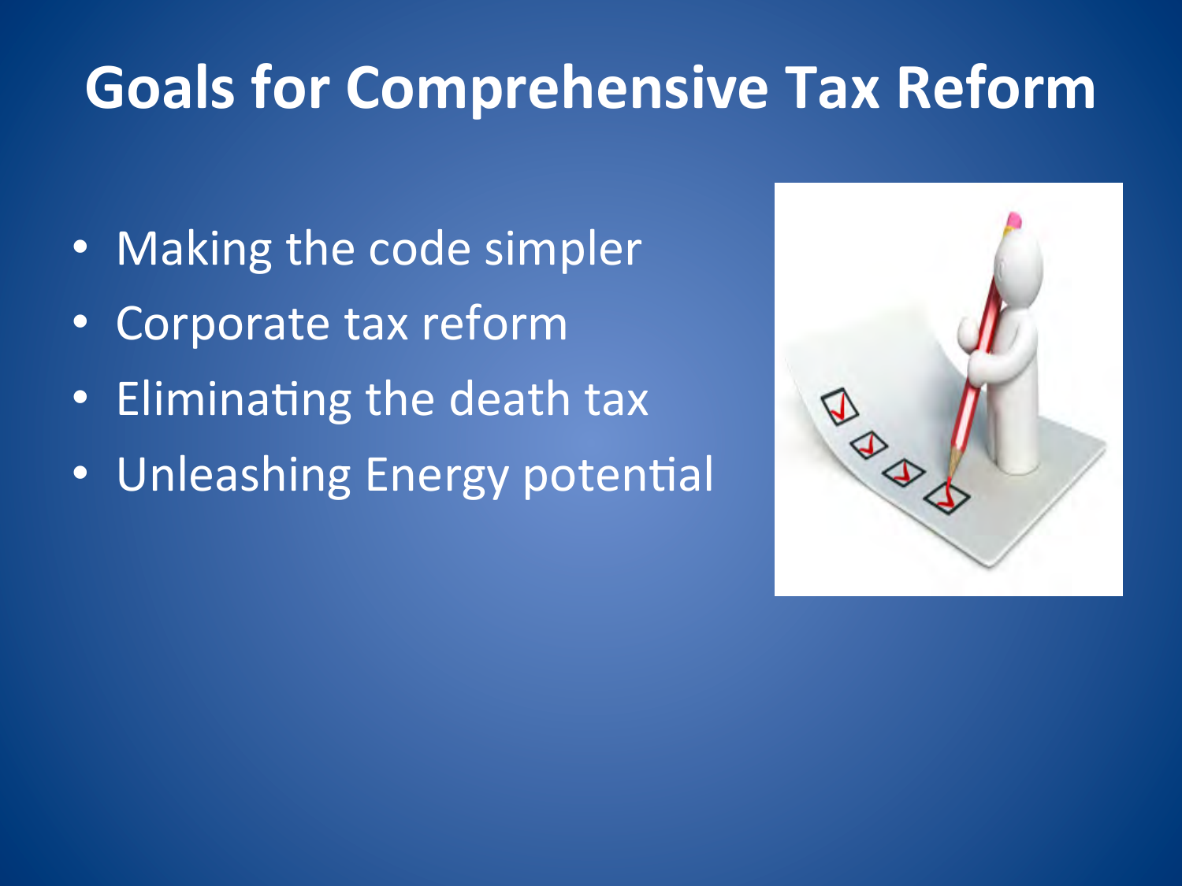# Goals for Comprehensive Tax Reform

- Making the code simpler
- Corporate tax reform
- Eliminating the death tax
- Unleashing Energy potential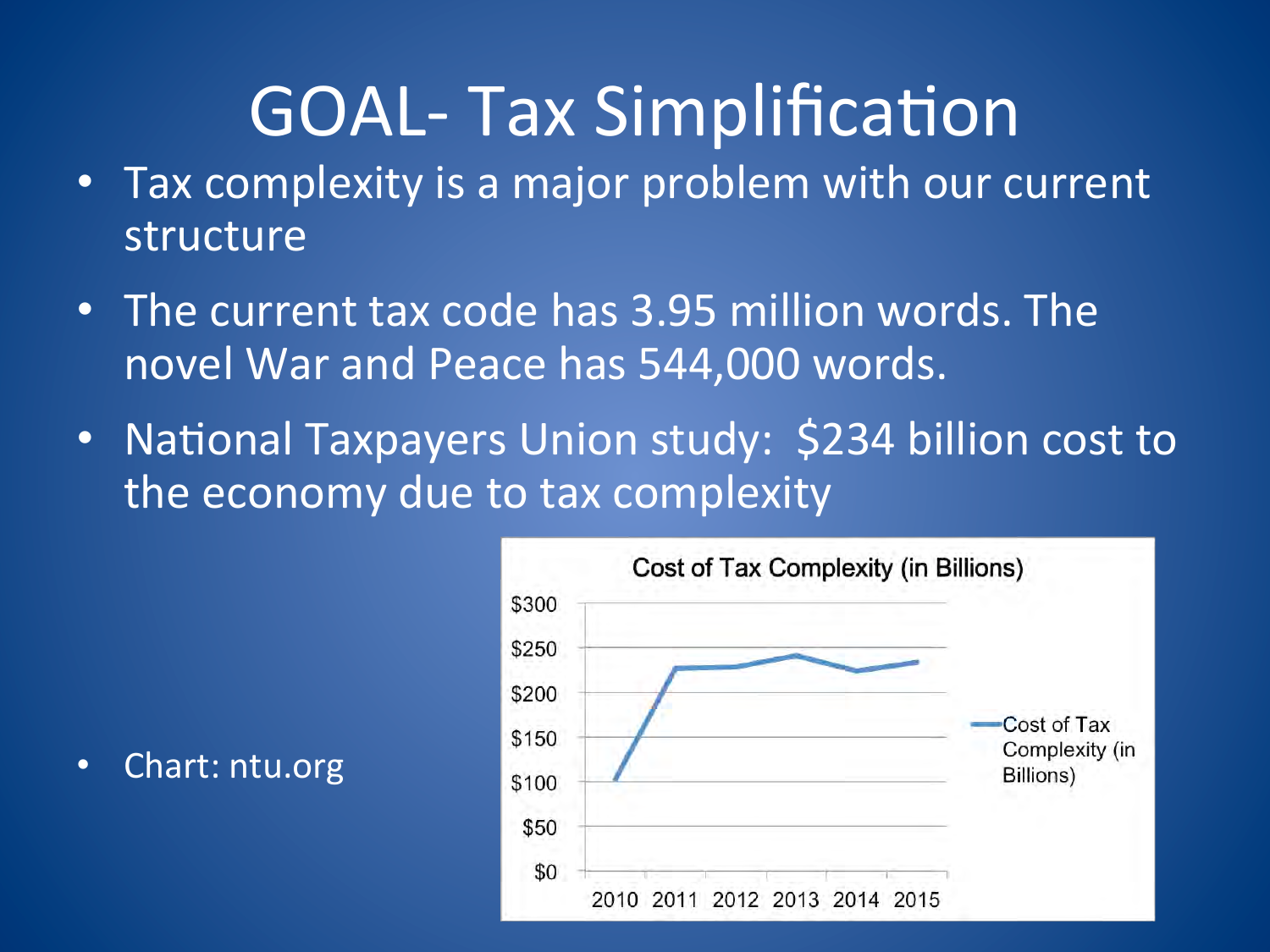# GOAL- Tax Simplification

- Tax complexity is a major problem with our current structure
- The current tax code has 3.95 million words. The novel War and Peace has 544,000 words.
- National Taxpayers Union study: $234 billion cost to the economy due to tax complexity
- Chart: ntu.org

Cost of Tax Complexity (in Billions)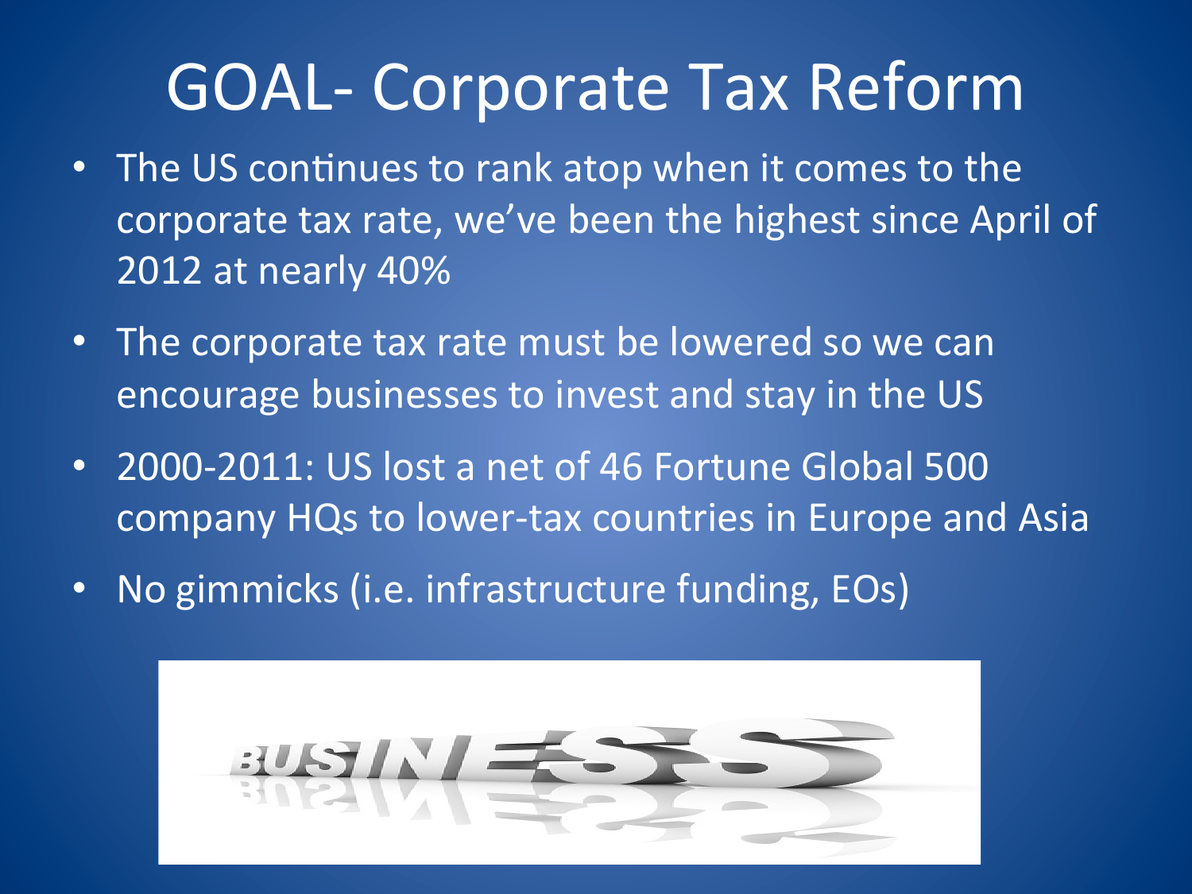# GOAL- Corporate Tax Reform

- The US continues to rank atop when it comes to the corporate tax rate, we've been the highest since April of 2012 at nearly 40%
- The corporate tax rate must be lowered so we can encourage businesses to invest and stay in the US
- 2000-2011: US lost a net of 46 Fortune Global 500 company HQs to lower-tax countries in Europe and Asia
- No gimmicks (i.e. infrastructure funding, EOs)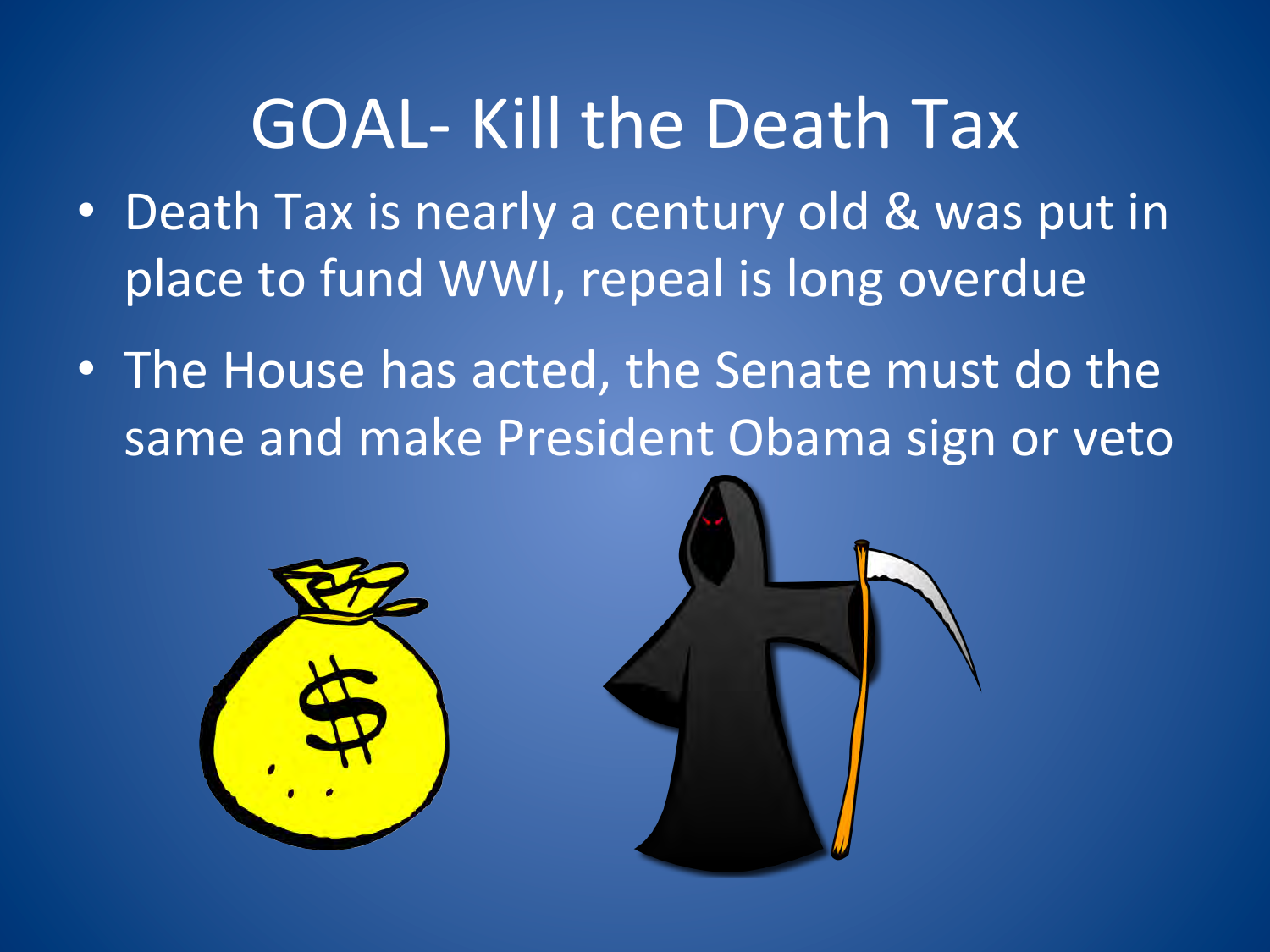# GOAL- Kill the Death Tax

- Death Tax is nearly a century old & was put in place to fund WWI, repeal is long overdue
- The House has acted, the Senate must do the same and make President Obama sign or veto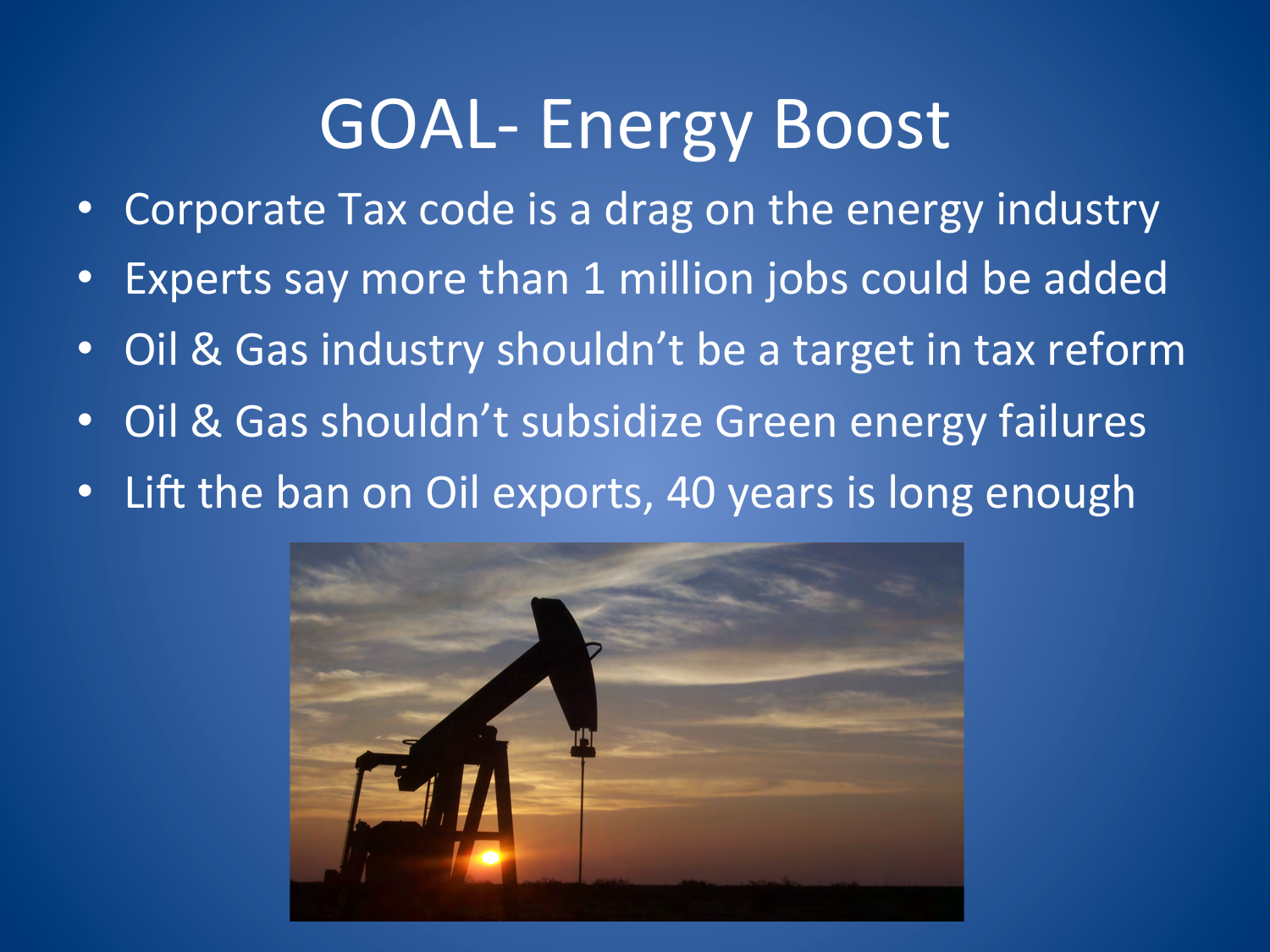# GOAL- Energy Boost

- Corporate Tax code is a drag on the energy industry
- Experts say more than 1 million jobs could be added
- Oil & Gas industry shouldn't be a target in tax reform
- Oil & Gas shouldn't subsidize Green energy failures
- Lift the ban on Oil exports, 40 years is long enough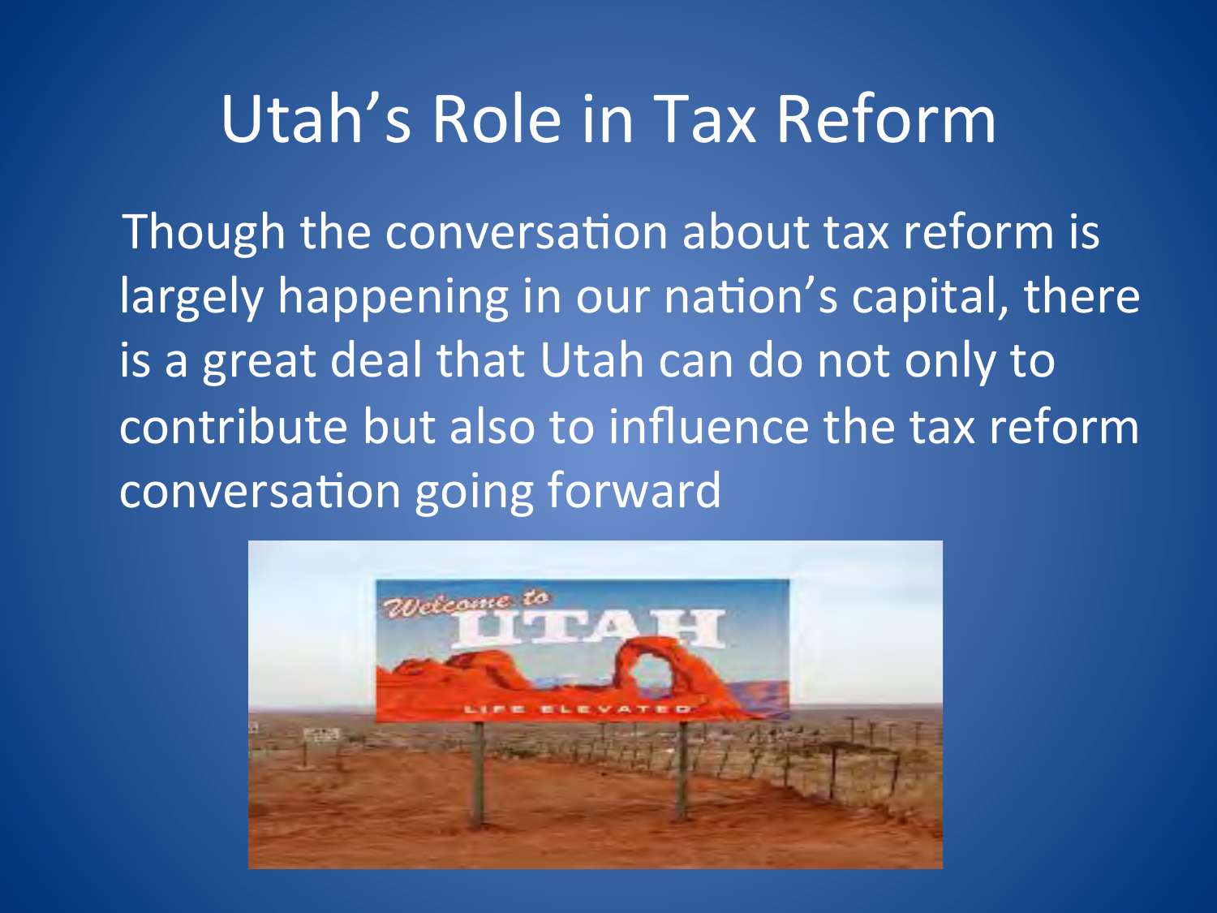# Utah's Role in Tax Reform

Though the conversation about tax reform is largely happening in our nation's capital, there is a great deal that Utah can do not only to contribute but also to influence the tax reform conversation going forward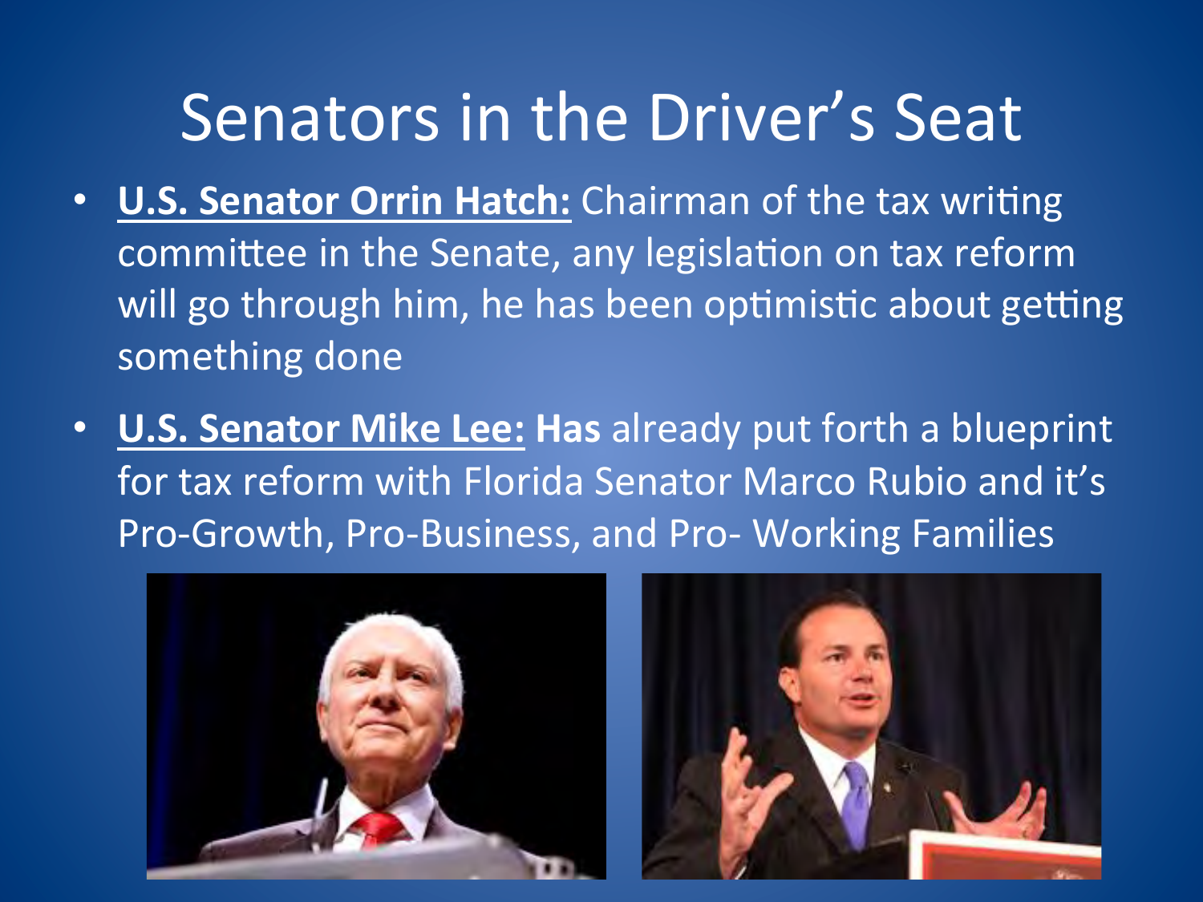# Senators in the Driver's Seat

- **U.S. Senator Orrin Hatch:** Chairman of the tax writing committee in the Senate, any legislation on tax reform will go through him, he has been optimistic about getting something done
- **U.S. Senator Mike Lee: Has** already put forth a blueprint for tax reform with Florida Senator Marco Rubio and it's Pro-Growth, Pro-Business, and Pro- Working Families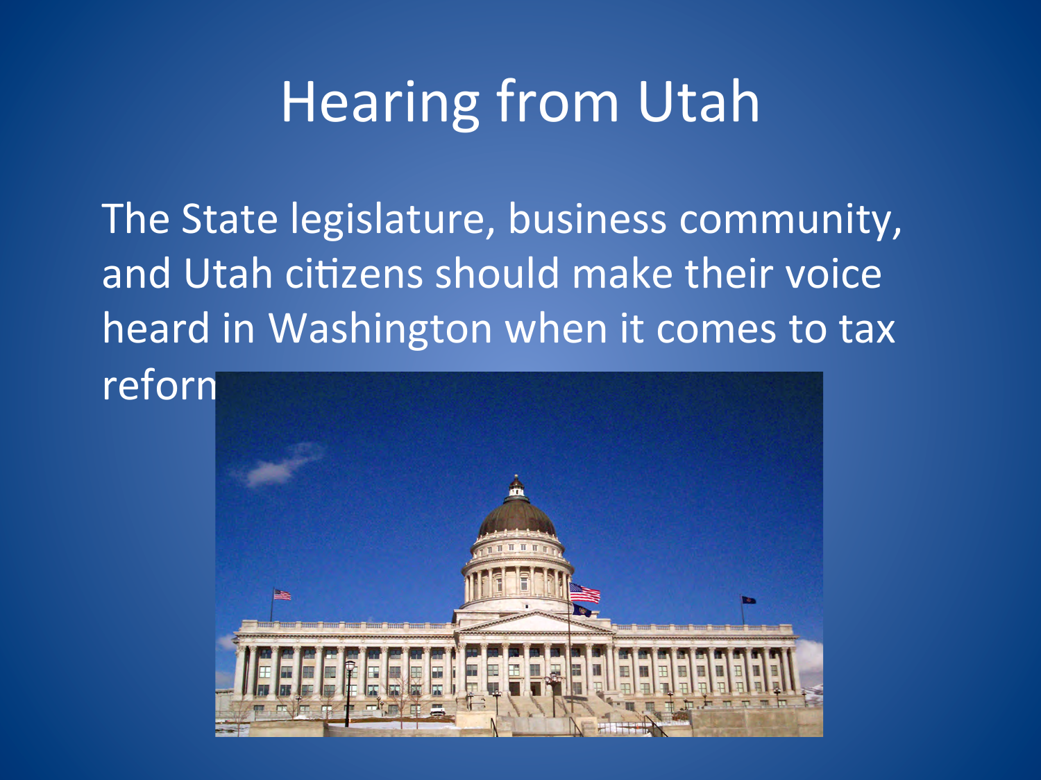# Hearing from Utah

The State legislature, business community, and Utah citizens should make their voice heard in Washington when it comes to tax reform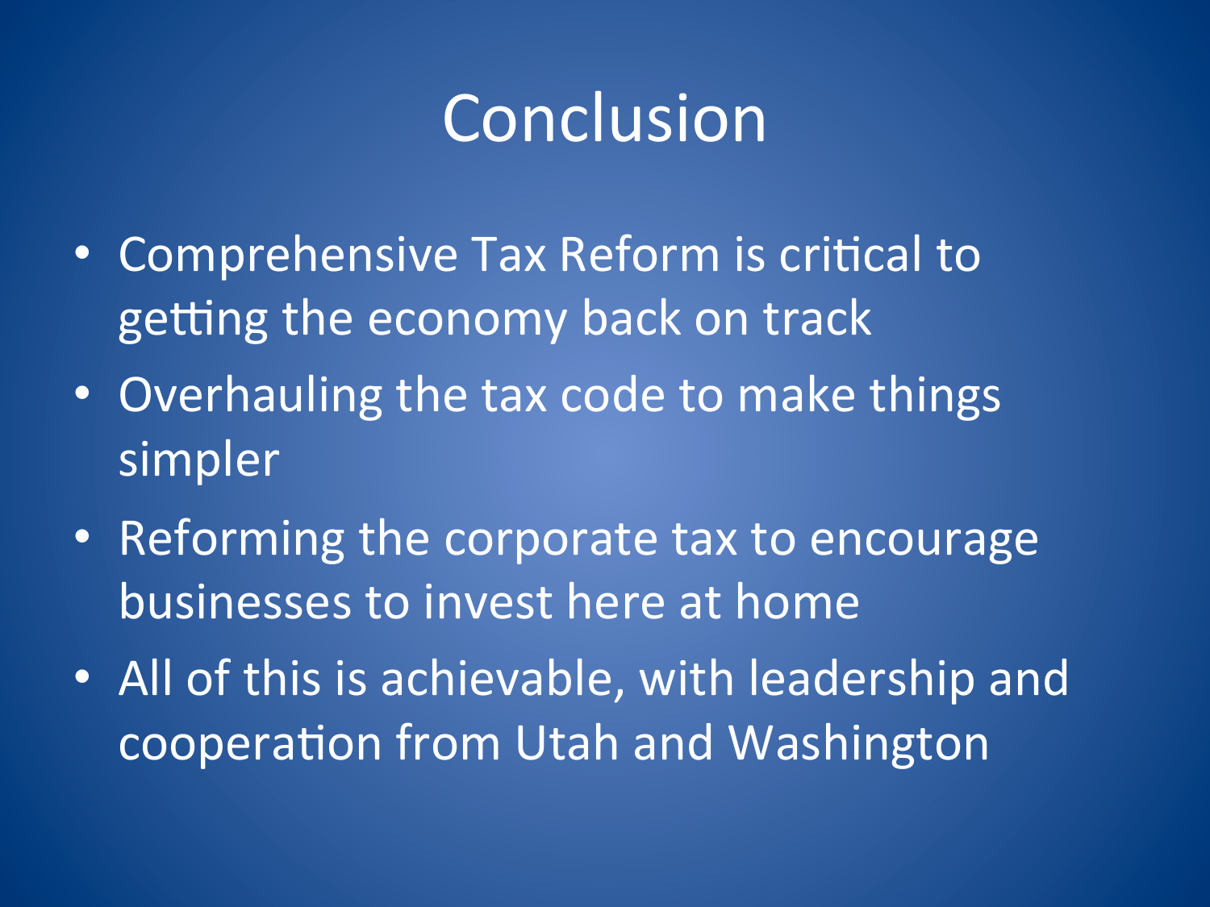# Conclusion

- Comprehensive Tax Reform is critical to getting the economy back on track
- Overhauling the tax code to make things simpler
- Reforming the corporate tax to encourage businesses to invest here at home
- All of this is achievable, with leadership and cooperation from Utah and Washington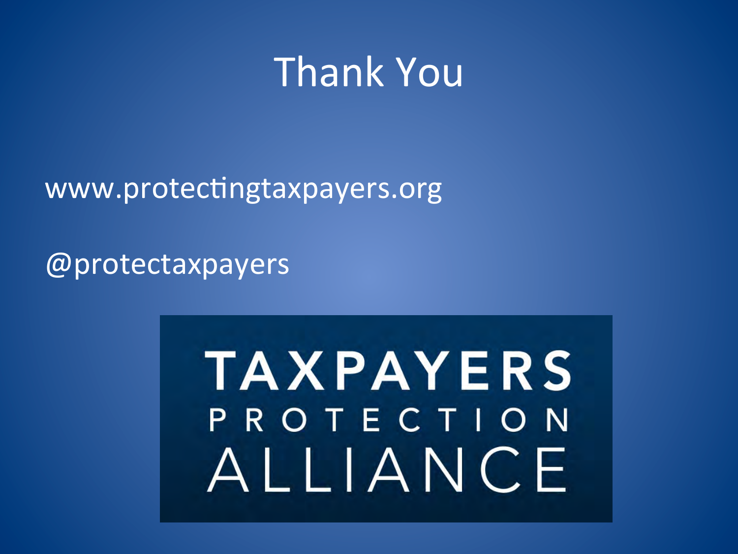# Thank You

www.protectingtaxpayers.org

@protectaxpayers

TAXPAYERS
PROTECTION
ALLIANCE